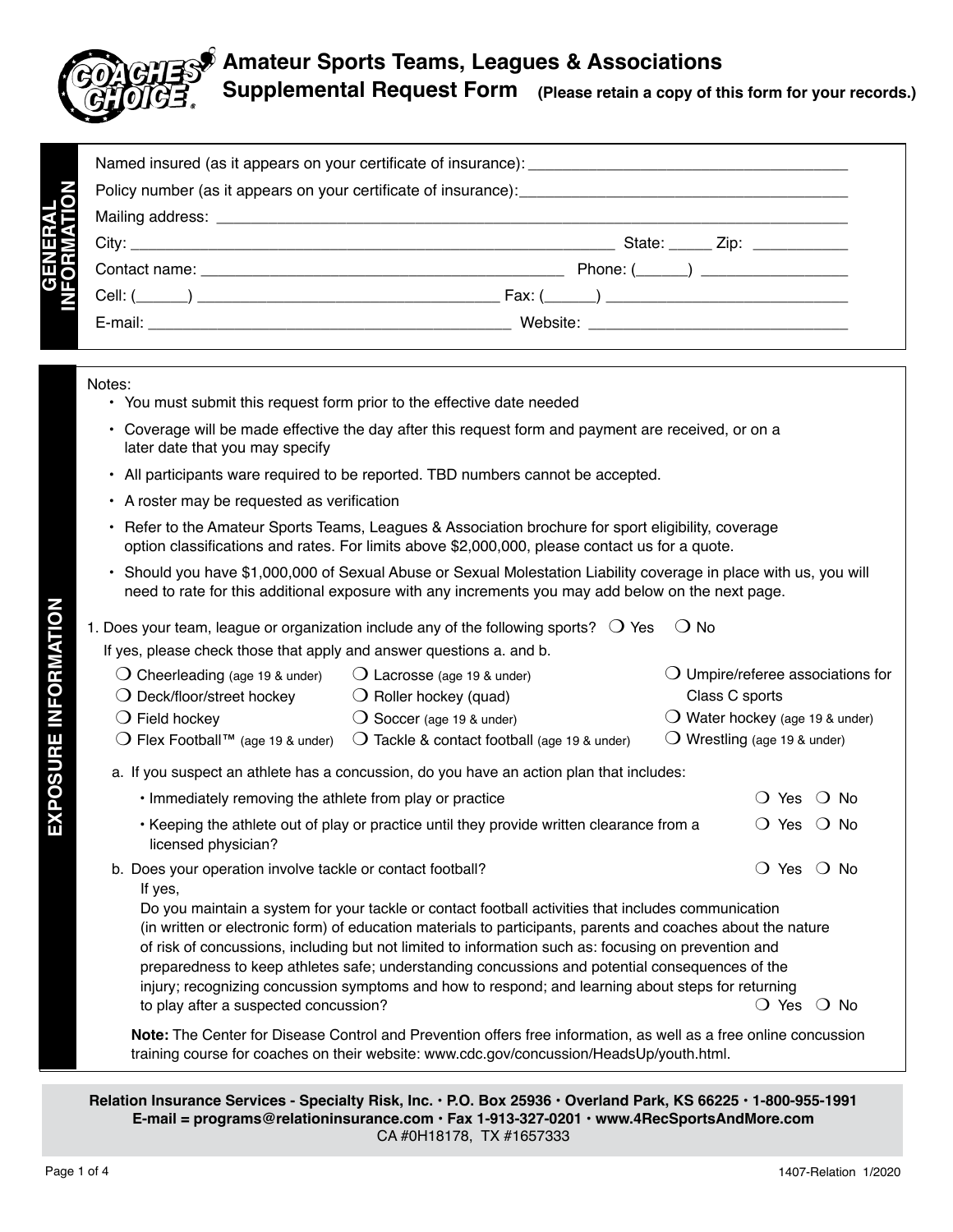# Amateur Sports Teams, Leagues & Associations

## Supplemental Request Form **(Please retain a copy of this form for your records.)**

### GENERAL INFORMATION

Named insured (as it appears on your certificate of insurance): ___________________________________

Policy number (as it appears on your certificate of insurance): ___________________________________

Mailing address: ___________________________________________________________________________

City: ____________________________________________________ State: _____ Zip: ___________

Contact name: _______________________________________ Phone: (______) ________________

Cell: (______) __________________________________ Fax: (______) ___________________________

E-mail: ________________________________________ Website: ______________________________

### EXPOSURE INFORMATION

Notes:

- You must submit this request form prior to the effective date needed
- Coverage will be made effective the day after this request form and payment are received, or on a later date that you may specify
- All participants ware required to be reported. TBD numbers cannot be accepted.
- A roster may be requested as verification
- Refer to the Amateur Sports Teams, Leagues & Association brochure for sport eligibility, coverage option classifications and rates. For limits above $2,000,000, please contact us for a quote.
- Should you have $1,000,000 of Sexual Abuse or Sexual Molestation Liability coverage in place with us, you will need to rate for this additional exposure with any increments you may add below on the next page.

1. Does your team, league or organization include any of the following sports? ❍ Yes ❍ No

   If yes, please check those that apply and answer questions a. and b.

   ❍ Cheerleading (age 19 & under)
   ❍ Deck/floor/street hockey
   ❍ Field hockey
   ❍ Flex Football™ (age 19 & under)
   ❍ Lacrosse (age 19 & under)
   ❍ Roller hockey (quad)
   ❍ Soccer (age 19 & under)
   ❍ Tackle & contact football (age 19 & under)
   ❍ Umpire/referee associations for Class C sports
   ❍ Water hockey (age 19 & under)
   ❍ Wrestling (age 19 & under)

   a. If you suspect an athlete has a concussion, do you have an action plan that includes:

      - Immediately removing the athlete from play or practice ❍ Yes ❍ No
      - Keeping the athlete out of play or practice until they provide written clearance from a licensed physician? ❍ Yes ❍ No

   b. Does your operation involve tackle or contact football? ❍ Yes ❍ No

      If yes,
      Do you maintain a system for your tackle or contact football activities that includes communication (in written or electronic form) of education materials to participants, parents and coaches about the nature of risk of concussions, including but not limited to information such as: focusing on prevention and preparedness to keep athletes safe; understanding concussions and potential consequences of the injury; recognizing concussion symptoms and how to respond; and learning about steps for returning to play after a suspected concussion? ❍ Yes ❍ No

      **Note:** The Center for Disease Control and Prevention offers free information, as well as a free online concussion training course for coaches on their website: www.cdc.gov/concussion/HeadsUp/youth.html.

**Relation Insurance Services - Specialty Risk, Inc. • P.O. Box 25936 • Overland Park, KS 66225 • 1-800-955-1991**
**E-mail = programs@relationinsurance.com • Fax 1-913-327-0201 • www.4RecSportsAndMore.com**
CA #0H18178, TX #1657333

1407-Relation 1/2020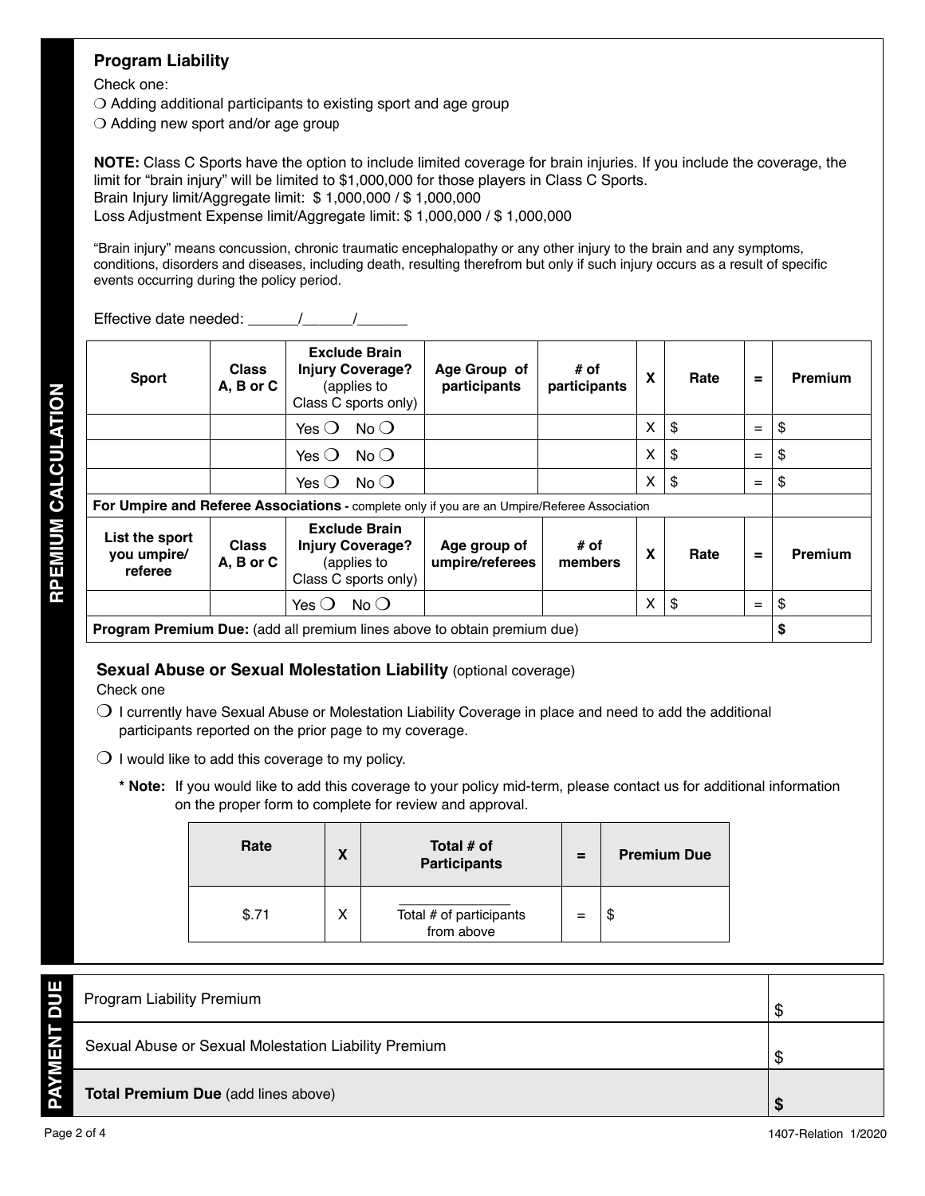## RPEMIUM CALCULATION

### Program Liability

Check one:

❍ Adding additional participants to existing sport and age group

❍ Adding new sport and/or age group

**NOTE:** Class C Sports have the option to include limited coverage for brain injuries. If you include the coverage, the limit for “brain injury” will be limited to $1,000,000 for those players in Class C Sports.
Brain Injury limit/Aggregate limit: $ 1,000,000 / $ 1,000,000
Loss Adjustment Expense limit/Aggregate limit: $ 1,000,000 / $ 1,000,000

“Brain injury” means concussion, chronic traumatic encephalopathy or any other injury to the brain and any symptoms, conditions, disorders and diseases, including death, resulting therefrom but only if such injury occurs as a result of specific events occurring during the policy period.

Effective date needed: ______/______/______

| Sport | Class A, B or C | Exclude Brain Injury Coverage? (applies to Class C sports only) | Age Group of participants | # of participants | X | Rate | = | Premium |
|---|---|---|---|---|---|---|---|---|
| | | Yes ❍ No ❍ | | | X | $ | = | $ |
| | | Yes ❍ No ❍ | | | X | $ | = | $ |
| | | Yes ❍ No ❍ | | | X | $ | = | $ |
| **For Umpire and Referee Associations -** complete only if you are an Umpire/Referee Association | | | | | | | | |
| **List the sport you umpire/ referee** | **Class A, B or C** | **Exclude Brain Injury Coverage?** (applies to Class C sports only) | **Age group of umpire/referees** | **# of members** | **X** | **Rate** | **=** | **Premium** |
| | | Yes ❍ No ❍ | | | X | $ | = | $ |
| **Program Premium Due:** (add all premium lines above to obtain premium due) | | | | | | | | **$** |

### Sexual Abuse or Sexual Molestation Liability (optional coverage)

Check one

❍ I currently have Sexual Abuse or Molestation Liability Coverage in place and need to add the additional participants reported on the prior page to my coverage.

❍ I would like to add this coverage to my policy.

**\* Note:** If you would like to add this coverage to your policy mid-term, please contact us for additional information on the proper form to complete for review and approval.

| Rate | X | Total # of Participants | = | Premium Due |
|---|---|---|---|---|
| $.71 | X | ____________ Total # of participants from above | = | $ |

## PAYMENT DUE

| | |
|---|---|
| Program Liability Premium | $ |
| Sexual Abuse or Sexual Molestation Liability Premium | $ |
| **Total Premium Due** (add lines above) | **$** |

1407-Relation 1/2020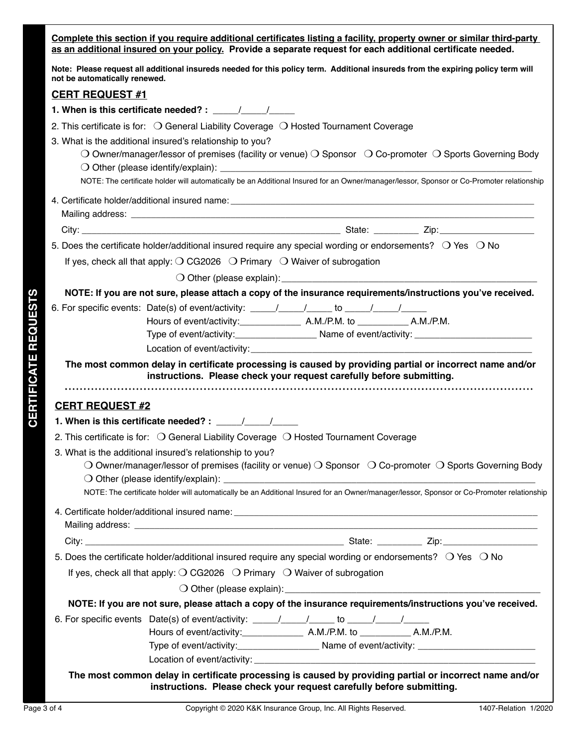**CERTIFICATE REQUESTS**

**Complete this section if you require additional certificates listing a facility, property owner or similar third-party as an additional insured on your policy.** **Provide a separate request for each additional certificate needed.**

**Note: Please request all additional insureds needed for this policy term. Additional insureds from the expiring policy term will not be automatically renewed.**

## CERT REQUEST #1

**1. When is this certificate needed? : _____/_____/_____**

2. This certificate is for: ❍ General Liability Coverage ❍ Hosted Tournament Coverage

3. What is the additional insured's relationship to you?

   ❍ Owner/manager/lessor of premises (facility or venue) ❍ Sponsor ❍ Co-promoter ❍ Sports Governing Body

   ❍ Other (please identify/explain): ____________________________________________

   NOTE: The certificate holder will automatically be an Additional Insured for an Owner/manager/lessor, Sponsor or Co-Promoter relationship

4. Certificate holder/additional insured name: ____________________________________________

   Mailing address: ____________________________________________

   City: ______________________________ State: _________ Zip: __________________

5. Does the certificate holder/additional insured require any special wording or endorsements? ❍ Yes ❍ No

   If yes, check all that apply: ❍ CG2026 ❍ Primary ❍ Waiver of subrogation

   ❍ Other (please explain): ____________________________________________

**NOTE: If you are not sure, please attach a copy of the insurance requirements/instructions you've received.**

6. For specific events: Date(s) of event/activity: _____/_____/_____ to _____/_____/_____

   Hours of event/activity:____________ A.M./P.M. to __________ A.M./P.M.

   Type of event/activity:________________ Name of event/activity: _______________________

   Location of event/activity:____________________________________________

**The most common delay in certificate processing is caused by providing partial or incorrect name and/or instructions. Please check your request carefully before submitting.**

## CERT REQUEST #2

**1. When is this certificate needed? : _____/_____/_____**

2. This certificate is for: ❍ General Liability Coverage ❍ Hosted Tournament Coverage

3. What is the additional insured's relationship to you?

   ❍ Owner/manager/lessor of premises (facility or venue) ❍ Sponsor ❍ Co-promoter ❍ Sports Governing Body

   ❍ Other (please identify/explain): ____________________________________________

   NOTE: The certificate holder will automatically be an Additional Insured for an Owner/manager/lessor, Sponsor or Co-Promoter relationship

4. Certificate holder/additional insured name: ____________________________________________

   Mailing address: ____________________________________________

   City: ______________________________ State: _________ Zip: __________________

5. Does the certificate holder/additional insured require any special wording or endorsements? ❍ Yes ❍ No

   If yes, check all that apply: ❍ CG2026 ❍ Primary ❍ Waiver of subrogation

   ❍ Other (please explain): ____________________________________________

**NOTE: If you are not sure, please attach a copy of the insurance requirements/instructions you've received.**

6. For specific events Date(s) of event/activity: _____/_____/_____ to _____/_____/_____

   Hours of event/activity:____________ A.M./P.M. to __________ A.M./P.M.

   Type of event/activity:________________ Name of event/activity: _______________________

   Location of event/activity: ____________________________________________

**The most common delay in certificate processing is caused by providing partial or incorrect name and/or instructions. Please check your request carefully before submitting.**

Copyright © 2020 K&K Insurance Group, Inc. All Rights Reserved. 1407-Relation 1/2020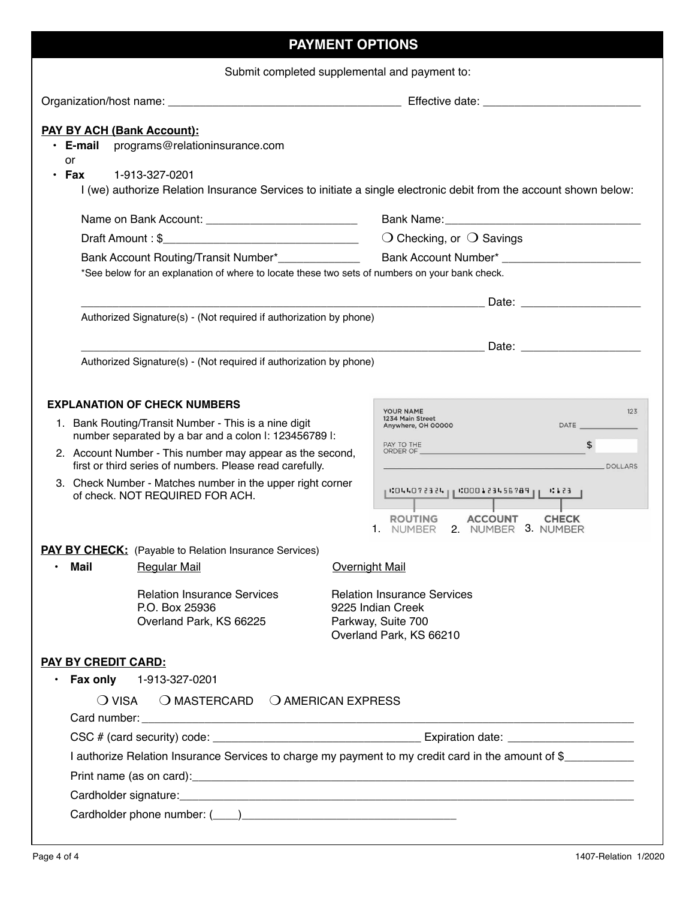## PAYMENT OPTIONS

Submit completed supplemental and payment to:

Organization/host name: ____________________________________ Effective date: ________________________

**PAY BY ACH (Bank Account):**

- **E-mail** programs@relationinsurance.com

  or

- **Fax** 1-913-327-0201

  I (we) authorize Relation Insurance Services to initiate a single electronic debit from the account shown below:

  Name on Bank Account: ________________________ Bank Name:_______________________________

  Draft Amount : $________________________________ ❍ Checking, or ❍ Savings

  Bank Account Routing/Transit Number*_____________ Bank Account Number* ______________________

  *See below for an explanation of where to locate these two sets of numbers on your bank check.

  _______________________________________________________________ Date: __________________

  Authorized Signature(s) - (Not required if authorization by phone)

  _______________________________________________________________ Date: __________________

  Authorized Signature(s) - (Not required if authorization by phone)

**EXPLANATION OF CHECK NUMBERS**

1. Bank Routing/Transit Number - This is a nine digit number separated by a bar and a colon l: 123456789 l:
2. Account Number - This number may appear as the second, first or third series of numbers. Please read carefully.
3. Check Number - Matches number in the upper right corner of check. NOT REQUIRED FOR ACH.

YOUR NAME
1234 Main Street
Anywhere, OH 00000
123
DATE
PAY TO THE ORDER OF
$
DOLLARS
1. ROUTING NUMBER 2. ACCOUNT NUMBER 3. CHECK NUMBER

**PAY BY CHECK:** (Payable to Relation Insurance Services)

- **Mail**

  Regular Mail

  Relation Insurance Services
  P.O. Box 25936
  Overland Park, KS 66225

  Overnight Mail

  Relation Insurance Services
  9225 Indian Creek
  Parkway, Suite 700
  Overland Park, KS 66210

**PAY BY CREDIT CARD:**

- **Fax only** 1-913-327-0201

  ❍ VISA ❍ MASTERCARD ❍ AMERICAN EXPRESS

  Card number: ______________________________________________________________________________

  CSC # (card security) code: _________________________________ Expiration date: ____________________

  I authorize Relation Insurance Services to charge my payment to my credit card in the amount of $___________

  Print name (as on card):___________________________________________________________________

  Cardholder signature:_____________________________________________________________________

  Cardholder phone number: (____)__________________________________